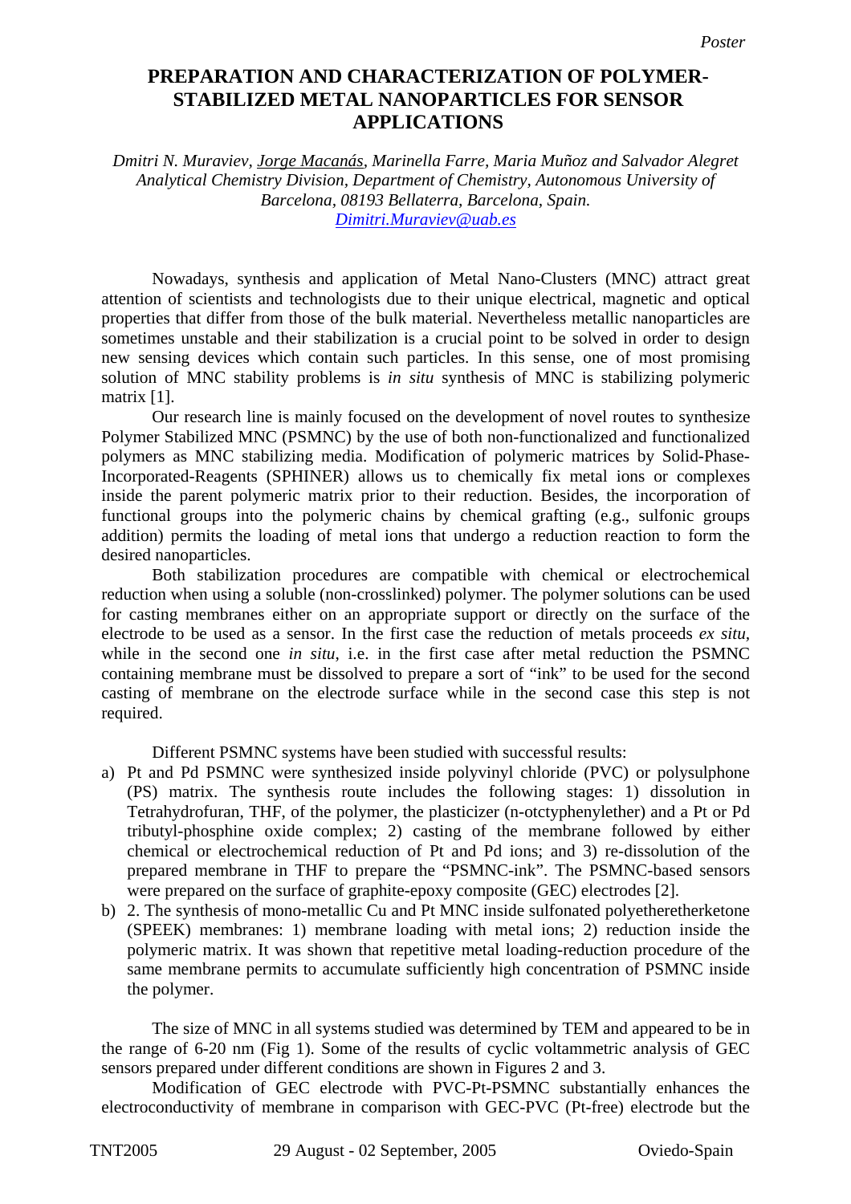Poster

# PREPARATION AND CHARACTERIZATION OF POLYMER-STABILIZED METAL NANOPARTICLES FOR SENSOR APPLICATIONS

*Dmitri N. Muraviev, Jorge Macanás, Marinella Farre, Maria Muñoz and Salvador Alegret*
*Analytical Chemistry Division, Department of Chemistry, Autonomous University of Barcelona, 08193 Bellaterra, Barcelona, Spain.*
*Dimitri.Muraviev@uab.es*

Nowadays, synthesis and application of Metal Nano-Clusters (MNC) attract great attention of scientists and technologists due to their unique electrical, magnetic and optical properties that differ from those of the bulk material. Nevertheless metallic nanoparticles are sometimes unstable and their stabilization is a crucial point to be solved in order to design new sensing devices which contain such particles. In this sense, one of most promising solution of MNC stability problems is *in situ* synthesis of MNC is stabilizing polymeric matrix [1].

Our research line is mainly focused on the development of novel routes to synthesize Polymer Stabilized MNC (PSMNC) by the use of both non-functionalized and functionalized polymers as MNC stabilizing media. Modification of polymeric matrices by Solid-Phase-Incorporated-Reagents (SPHINER) allows us to chemically fix metal ions or complexes inside the parent polymeric matrix prior to their reduction. Besides, the incorporation of functional groups into the polymeric chains by chemical grafting (e.g., sulfonic groups addition) permits the loading of metal ions that undergo a reduction reaction to form the desired nanoparticles.

Both stabilization procedures are compatible with chemical or electrochemical reduction when using a soluble (non-crosslinked) polymer. The polymer solutions can be used for casting membranes either on an appropriate support or directly on the surface of the electrode to be used as a sensor. In the first case the reduction of metals proceeds *ex situ*, while in the second one *in situ*, i.e. in the first case after metal reduction the PSMNC containing membrane must be dissolved to prepare a sort of "ink" to be used for the second casting of membrane on the electrode surface while in the second case this step is not required.

Different PSMNC systems have been studied with successful results:

a) Pt and Pd PSMNC were synthesized inside polyvinyl chloride (PVC) or polysulphone (PS) matrix. The synthesis route includes the following stages: 1) dissolution in Tetrahydrofuran, THF, of the polymer, the plasticizer (n-otctyphenylether) and a Pt or Pd tributyl-phosphine oxide complex; 2) casting of the membrane followed by either chemical or electrochemical reduction of Pt and Pd ions; and 3) re-dissolution of the prepared membrane in THF to prepare the "PSMNC-ink". The PSMNC-based sensors were prepared on the surface of graphite-epoxy composite (GEC) electrodes [2].
b) 2. The synthesis of mono-metallic Cu and Pt MNC inside sulfonated polyetheretherketone (SPEEK) membranes: 1) membrane loading with metal ions; 2) reduction inside the polymeric matrix. It was shown that repetitive metal loading-reduction procedure of the same membrane permits to accumulate sufficiently high concentration of PSMNC inside the polymer.

The size of MNC in all systems studied was determined by TEM and appeared to be in the range of 6-20 nm (Fig 1). Some of the results of cyclic voltammetric analysis of GEC sensors prepared under different conditions are shown in Figures 2 and 3.

Modification of GEC electrode with PVC-Pt-PSMNC substantially enhances the electroconductivity of membrane in comparison with GEC-PVC (Pt-free) electrode but the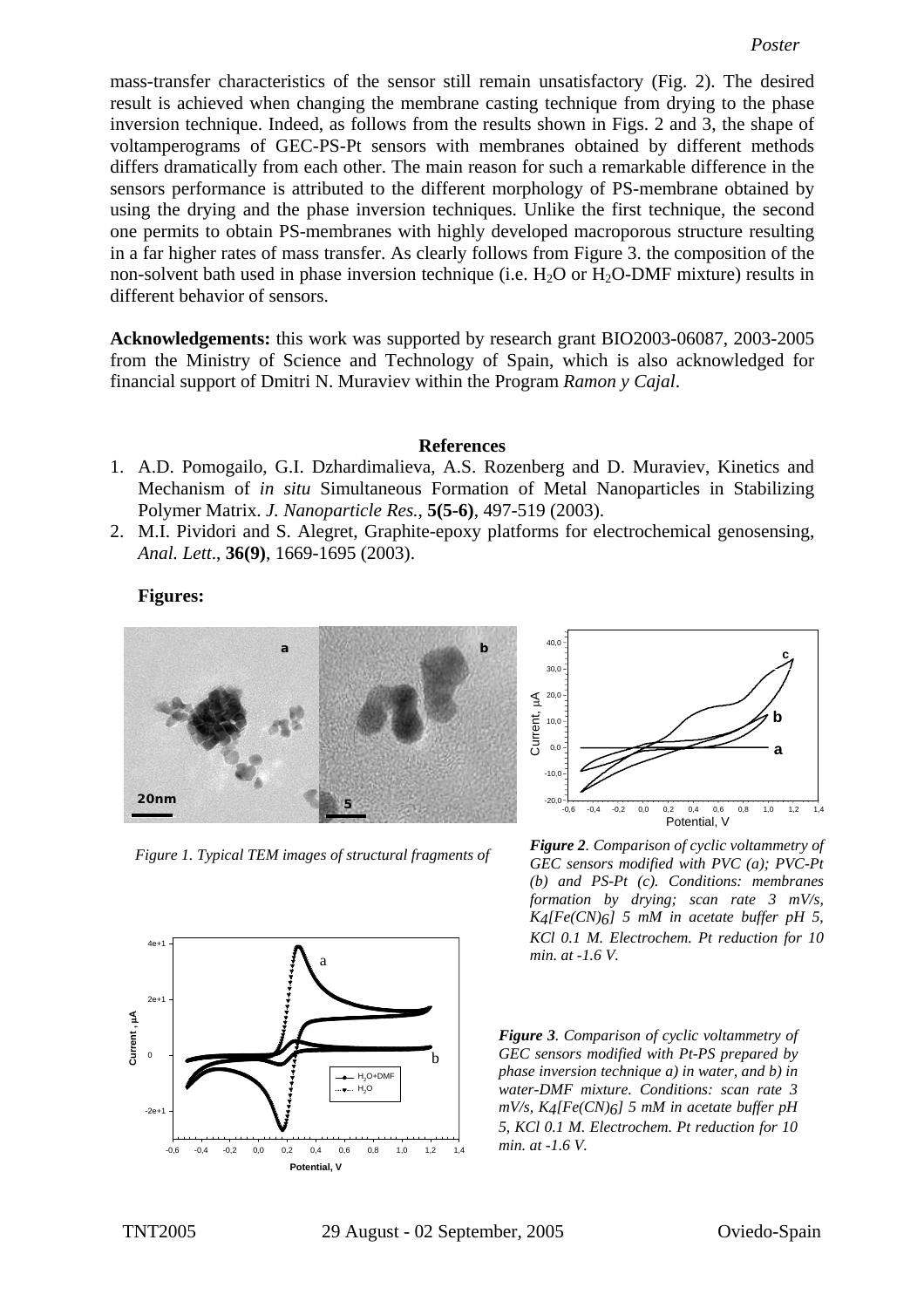mass-transfer characteristics of the sensor still remain unsatisfactory (Fig. 2). The desired result is achieved when changing the membrane casting technique from drying to the phase inversion technique. Indeed, as follows from the results shown in Figs. 2 and 3, the shape of voltamperograms of GEC-PS-Pt sensors with membranes obtained by different methods differs dramatically from each other. The main reason for such a remarkable difference in the sensors performance is attributed to the different morphology of PS-membrane obtained by using the drying and the phase inversion techniques. Unlike the first technique, the second one permits to obtain PS-membranes with highly developed macroporous structure resulting in a far higher rates of mass transfer. As clearly follows from Figure 3. the composition of the non-solvent bath used in phase inversion technique (i.e. $H_2O$ or $H_2O$-DMF mixture) results in different behavior of sensors.

**Acknowledgements:** this work was supported by research grant BIO2003-06087, 2003-2005 from the Ministry of Science and Technology of Spain, which is also acknowledged for financial support of Dmitri N. Muraviev within the Program *Ramon y Cajal*.

## References

1. A.D. Pomogailo, G.I. Dzhardimalieva, A.S. Rozenberg and D. Muraviev, Kinetics and Mechanism of *in situ* Simultaneous Formation of Metal Nanoparticles in Stabilizing Polymer Matrix. *J. Nanoparticle Res.*, **5(5-6)**, 497-519 (2003).
2. M.I. Pividori and S. Alegret, Graphite-epoxy platforms for electrochemical genosensing, *Anal. Lett*., **36(9)**, 1669-1695 (2003).

**Figures:**

a
b
20nm
5

*Figure 1. Typical TEM images of structural fragments of*

40,0
30,0
20,0
10,0
0,0
-10,0
-20,0
Current, μA
-0,6 -0,4 -0,2 0,0 0,2 0,4 0,6 0,8 1,0 1,2 1,4
Potential, V
c
b
a

***Figure 2**. Comparison of cyclic voltammetry of GEC sensors modified with PVC (a); PVC-Pt (b) and PS-Pt (c). Conditions: membranes formation by drying; scan rate 3 mV/s, $K_4[Fe(CN)_6]$ 5 mM in acetate buffer pH 5, KCl 0.1 M. Electrochem. Pt reduction for 10 min. at -1.6 V.*

4e+1
2e+1
0
-2e+1
Current , μA
-0,6 -0,4 -0,2 0,0 0,2 0,4 0,6 0,8 1,0 1,2 1,4
Potential, V
a
b
$H_2O$+DMF
$H_2O$

***Figure 3**. Comparison of cyclic voltammetry of GEC sensors modified with Pt-PS prepared by phase inversion technique a) in water, and b) in water-DMF mixture. Conditions: scan rate 3 mV/s, $K_4[Fe(CN)_6]$ 5 mM in acetate buffer pH 5, KCl 0.1 M. Electrochem. Pt reduction for 10 min. at -1.6 V.*